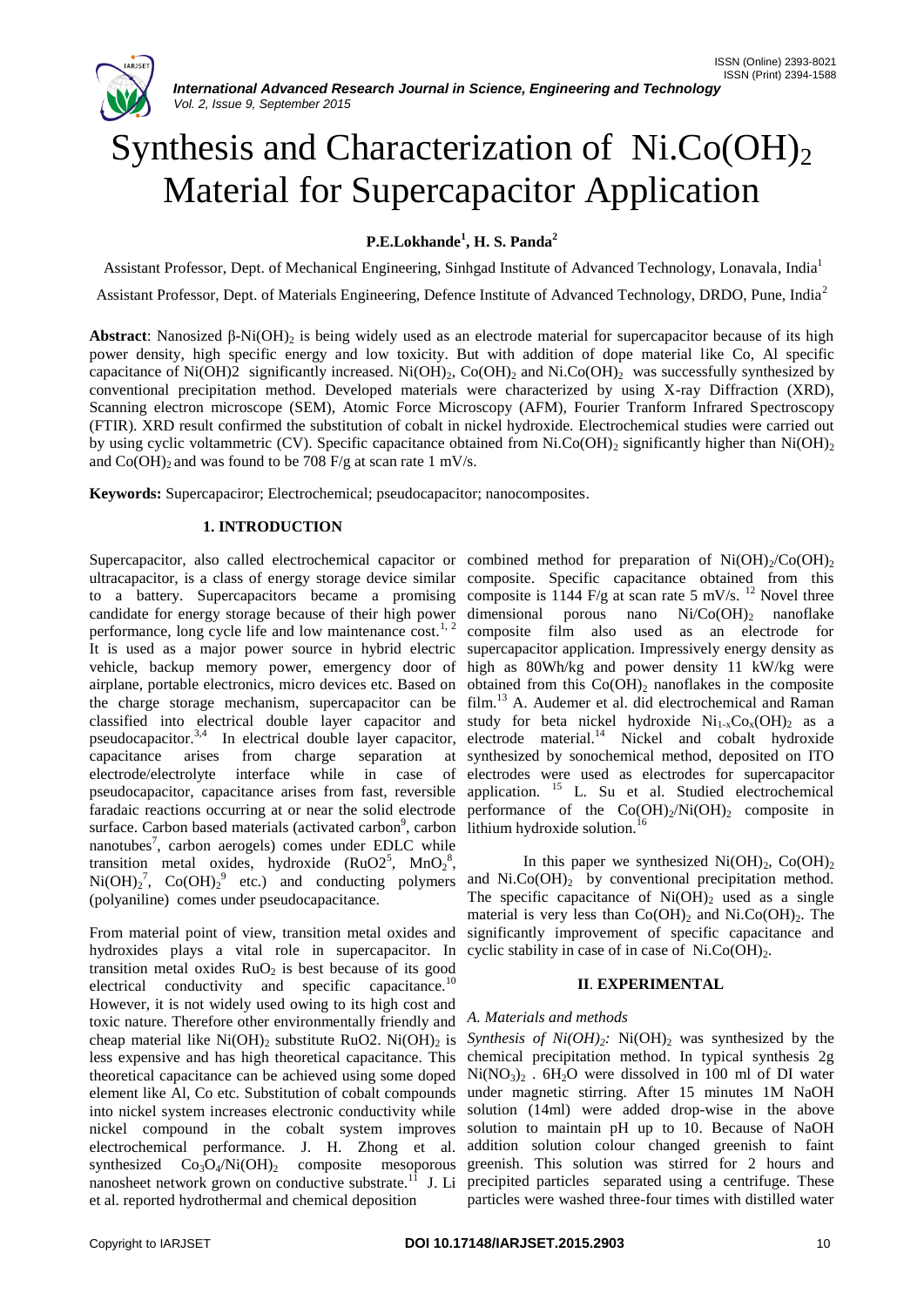# Synthesis and Characterization of Ni.Co$(OH)_2$ Material for Supercapacitor Application

**P.E.Lokhande[1], H. S. Panda[2]**

Assistant Professor, Dept. of Mechanical Engineering, Sinhgad Institute of Advanced Technology, Lonavala, India[1]

Assistant Professor, Dept. of Materials Engineering, Defence Institute of Advanced Technology, DRDO, Pune, India[2]

**Abstract**: Nanosized β-$Ni(OH)_2$ is being widely used as an electrode material for supercapacitor because of its high power density, high specific energy and low toxicity. But with addition of dope material like Co, Al specific capacitance of Ni(OH)2 significantly increased. $Ni(OH)_2$, $Co(OH)_2$ and Ni.Co$(OH)_2$ was successfully synthesized by conventional precipitation method. Developed materials were characterized by using X-ray Diffraction (XRD), Scanning electron microscope (SEM), Atomic Force Microscopy (AFM), Fourier Tranform Infrared Spectroscopy (FTIR). XRD result confirmed the substitution of cobalt in nickel hydroxide. Electrochemical studies were carried out by using cyclic voltammetric (CV). Specific capacitance obtained from Ni.Co$(OH)_2$ significantly higher than $Ni(OH)_2$ and $Co(OH)_2$ and was found to be 708 F/g at scan rate 1 mV/s.

**Keywords:** Supercapaciror; Electrochemical; pseudocapacitor; nanocomposites.

## 1. INTRODUCTION

Supercapacitor, also called electrochemical capacitor or ultracapacitor, is a class of energy storage device similar to a battery. Supercapacitors became a promising candidate for energy storage because of their high power performance, long cycle life and low maintenance cost.[1, 2] It is used as a major power source in hybrid electric vehicle, backup memory power, emergency door of airplane, portable electronics, micro devices etc. Based on the charge storage mechanism, supercapacitor can be classified into electrical double layer capacitor and pseudocapacitor.[3,4] In electrical double layer capacitor, capacitance arises from charge separation at electrode/electrolyte interface while in case of pseudocapacitor, capacitance arises from fast, reversible faradaic reactions occurring at or near the solid electrode surface. Carbon based materials (activated carbon[9], carbon nanotubes[7], carbon aerogels) comes under EDLC while transition metal oxides, hydroxide (RuO2[5], $MnO_2$[8], $Ni(OH)_2$[7], $Co(OH)_2$[9] etc.) and conducting polymers (polyaniline) comes under pseudocapacitance.

From material point of view, transition metal oxides and hydroxides plays a vital role in supercapacitor. In transition metal oxides $RuO_2$ is best because of its good electrical conductivity and specific capacitance.[10] However, it is not widely used owing to its high cost and toxic nature. Therefore other environmentally friendly and cheap material like $Ni(OH)_2$ substitute RuO2. $Ni(OH)_2$ is less expensive and has high theoretical capacitance. This theoretical capacitance can be achieved using some doped element like Al, Co etc. Substitution of cobalt compounds into nickel system increases electronic conductivity while nickel compound in the cobalt system improves electrochemical performance. J. H. Zhong et al. synthesized $Co_3O_4/Ni(OH)_2$ composite mesoporous nanosheet network grown on conductive substrate.[11] J. Li et al. reported hydrothermal and chemical deposition combined method for preparation of $Ni(OH)_2/Co(OH)_2$ composite. Specific capacitance obtained from this composite is 1144 F/g at scan rate 5 mV/s. [12] Novel three dimensional porous nano $Ni/Co(OH)_2$ nanoflake composite film also used as an electrode for supercapacitor application. Impressively energy density as high as 80Wh/kg and power density 11 kW/kg were obtained from this $Co(OH)_2$ nanoflakes in the composite film.[13] A. Audemer et al. did electrochemical and Raman study for beta nickel hydroxide $Ni_{1-x}Co_x(OH)_2$ as a electrode material.[14] Nickel and cobalt hydroxide synthesized by sonochemical method, deposited on ITO electrodes were used as electrodes for supercapacitor application. [15] L. Su et al. Studied electrochemical performance of the $Co(OH)_2/Ni(OH)_2$ composite in lithium hydroxide solution.[16]

In this paper we synthesized $Ni(OH)_2$, $Co(OH)_2$ and Ni.Co$(OH)_2$ by conventional precipitation method. The specific capacitance of $Ni(OH)_2$ used as a single material is very less than $Co(OH)_2$ and Ni.Co$(OH)_2$. The significantly improvement of specific capacitance and cyclic stability in case of in case of Ni.Co$(OH)_2$.

## II. EXPERIMENTAL

### A. Materials and methods

*Synthesis of $Ni(OH)_2$:* $Ni(OH)_2$ was synthesized by the chemical precipitation method. In typical synthesis 2g $Ni(NO_3)_2$ . $6H_2O$ were dissolved in 100 ml of DI water under magnetic stirring. After 15 minutes 1M NaOH solution (14ml) were added drop-wise in the above solution to maintain pH up to 10. Because of NaOH addition solution colour changed greenish to faint greenish. This solution was stirred for 2 hours and precipited particles separated using a centrifuge. These particles were washed three-four times with distilled water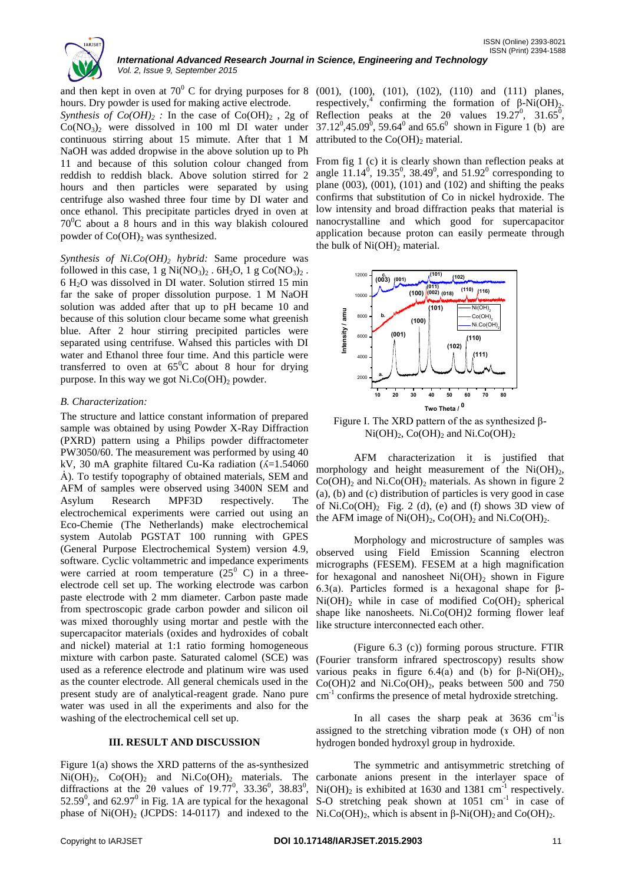and then kept in oven at $70^0$ C for drying purposes for 8 hours. Dry powder is used for making active electrode.

*Synthesis of $Co(OH)_2$ :* In the case of $Co(OH)_2$ , 2g of $Co(NO_3)_2$ were dissolved in 100 ml DI water under continuous stirring about 15 mimute. After that 1 M NaOH was added dropwise in the above solution up to Ph 11 and because of this solution colour changed from reddish to reddish black. Above solution stirred for 2 hours and then particles were separated by using centrifuge also washed three four time by DI water and once ethanol. This precipitate particles dryed in oven at $70^0$C about a 8 hours and in this way blakish coloured powder of $Co(OH)_2$ was synthesized.

*Synthesis of $Ni.Co(OH)_2$ hybrid:* Same procedure was followed in this case, 1 g $Ni(NO_3)_2 . 6H_2O$, 1 g $Co(NO_3)_2 . 6 H_2O$ was dissolved in DI water. Solution stirred 15 min far the sake of proper dissolution purpose. 1 M NaOH solution was added after that up to pH became 10 and because of this solution clour became some what greenish blue. After 2 hour stirring precipited particles were separated using centrifuse. Wahsed this particles with DI water and Ethanol three four time. And this particle were transferred to oven at $65^0$C about 8 hour for drying purpose. In this way we got $Ni.Co(OH)_2$ powder.

### *B. Characterization:*

The structure and lattice constant information of prepared sample was obtained by using Powder X-Ray Diffraction (PXRD) pattern using a Philips powder diffractometer PW3050/60. The measurement was performed by using 40 kV, 30 mA graphite filtared Cu-Ka radiation ($\lambda$=1.54060 Å). To testify topography of obtained materials, SEM and AFM of samples were observed using 3400N SEM and Asylum Research MPF3D respectively. The electrochemical experiments were carried out using an Eco-Chemie (The Netherlands) make electrochemical system Autolab PGSTAT 100 running with GPES (General Purpose Electrochemical System) version 4.9, software. Cyclic voltammetric and impedance experiments were carried at room temperature ($25^0$ C) in a three-electrode cell set up. The working electrode was carbon paste electrode with 2 mm diameter. Carbon paste made from spectroscopic grade carbon powder and silicon oil was mixed thoroughly using mortar and pestle with the supercapacitor materials (oxides and hydroxides of cobalt and nickel) material at 1:1 ratio forming homogeneous mixture with carbon paste. Saturated calomel (SCE) was used as a reference electrode and platinum wire was used as the counter electrode. All general chemicals used in the present study are of analytical-reagent grade. Nano pure water was used in all the experiments and also for the washing of the electrochemical cell set up.

## III. RESULT AND DISCUSSION

Figure 1(a) shows the XRD patterns of the as-synthesized $Ni(OH)_2$, $Co(OH)_2$ and $Ni.Co(OH)_2$ materials. The diffractions at the 2θ values of $19.77^0$, $33.36^0$, $38.83^0$, $52.59^0$, and $62.97^0$ in Fig. 1A are typical for the hexagonal phase of $Ni(OH)_2$ (JCPDS: 14-0117) and indexed to the (001), (100), (101), (102), (110) and (111) planes, respectively,[4] confirming the formation of β-$Ni(OH)_2$. Reflection peaks at the 2θ values $19.27^0$, $31.65^0$, $37.12^0$, $45.09^0$, $59.64^0$ and $65.6^0$ shown in Figure 1 (b) are attributed to the $Co(OH)_2$ material.

From fig 1 (c) it is clearly shown than reflection peaks at angle $11.14^0$, $19.35^0$, $38.49^0$, and $51.92^0$ corresponding to plane (003), (001), (101) and (102) and shifting the peaks confirms that substitution of Co in nickel hydroxide. The low intensity and broad diffraction peaks that material is nanocrystalline and which good for supercapacitor application because proton can easily permeate through the bulk of $Ni(OH)_2$ material.

Figure I. The XRD pattern of the as synthesized β-$Ni(OH)_2$, $Co(OH)_2$ and $Ni.Co(OH)_2$

AFM characterization it is justified that morphology and height measurement of the $Ni(OH)_2$, $Co(OH)_2$ and $Ni.Co(OH)_2$ materials. As shown in figure 2 (a), (b) and (c) distribution of particles is very good in case of $Ni.Co(OH)_2$ Fig. 2 (d), (e) and (f) shows 3D view of the AFM image of $Ni(OH)_2$, $Co(OH)_2$ and $Ni.Co(OH)_2$.

Morphology and microstructure of samples was observed using Field Emission Scanning electron micrographs (FESEM). FESEM at a high magnification for hexagonal and nanosheet $Ni(OH)_2$ shown in Figure 6.3(a). Particles formed is a hexagonal shape for β-$Ni(OH)_2$ while in case of modified $Co(OH)_2$ spherical shape like nanosheets. Ni.Co(OH)2 forming flower leaf like structure interconnected each other.

(Figure 6.3 (c)) forming porous structure. FTIR (Fourier transform infrared spectroscopy) results show various peaks in figure 6.4(a) and (b) for β-$Ni(OH)_2$, Co(OH)2 and $Ni.Co(OH)_2$, peaks between 500 and 750 $cm^{-1}$ confirms the presence of metal hydroxide stretching.

In all cases the sharp peak at 3636 $cm^{-1}$is assigned to the stretching vibration mode ($\gamma$ OH) of non hydrogen bonded hydroxyl group in hydroxide.

The symmetric and antisymmetric stretching of carbonate anions present in the interlayer space of $Ni(OH)_2$ is exhibited at 1630 and 1381 $cm^{-1}$ respectively. S-O stretching peak shown at 1051 $cm^{-1}$ in case of $Ni.Co(OH)_2$, which is absent in β-$Ni(OH)_2$ and $Co(OH)_2$.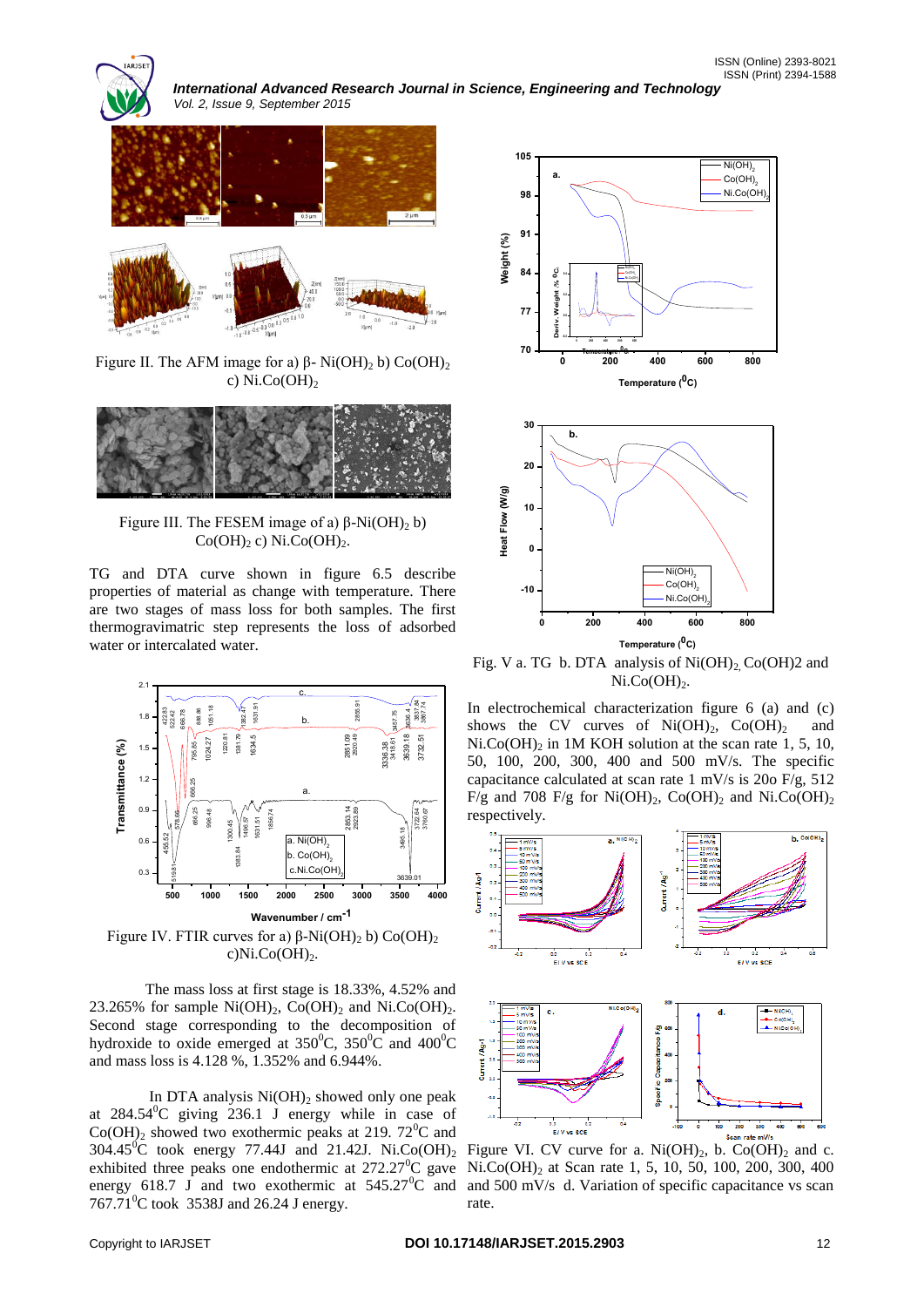Figure II. The AFM image for a) β- $Ni(OH)_2$ b) $Co(OH)_2$ c) $Ni.Co(OH)_2$

Figure III. The FESEM image of a) β-$Ni(OH)_2$ b) $Co(OH)_2$ c) $Ni.Co(OH)_2$.

TG and DTA curve shown in figure 6.5 describe properties of material as change with temperature. There are two stages of mass loss for both samples. The first thermogravimatric step represents the loss of adsorbed water or intercalated water.

Figure IV. FTIR curves for a) β-$Ni(OH)_2$ b) $Co(OH)_2$ c)$Ni.Co(OH)_2$.

The mass loss at first stage is 18.33%, 4.52% and 23.265% for sample $Ni(OH)_2$, $Co(OH)_2$ and $Ni.Co(OH)_2$. Second stage corresponding to the decomposition of hydroxide to oxide emerged at $350^0$C, $350^0$C and $400^0$C and mass loss is 4.128 %, 1.352% and 6.944%.

In DTA analysis $Ni(OH)_2$ showed only one peak at $284.54^0$C giving 236.1 J energy while in case of $Co(OH)_2$ showed two exothermic peaks at 219. $72^0$C and $304.45^0$C took energy 77.44J and 21.42J. $Ni.Co(OH)_2$ exhibited three peaks one endothermic at $272.27^0$C gave energy 618.7 J and two exothermic at $545.27^0$C and $767.71^0$C took 3538J and 26.24 J energy.

Fig. V a. TG b. DTA analysis of $Ni(OH)_2$, $Co(OH)_2$ and $Ni.Co(OH)_2$.

In electrochemical characterization figure 6 (a) and (c) shows the CV curves of $Ni(OH)_2$, $Co(OH)_2$ and $Ni.Co(OH)_2$ in 1M KOH solution at the scan rate 1, 5, 10, 50, 100, 200, 300, 400 and 500 mV/s. The specific capacitance calculated at scan rate 1 mV/s is 20o F/g, 512 F/g and 708 F/g for $Ni(OH)_2$, $Co(OH)_2$ and $Ni.Co(OH)_2$ respectively.

Figure VI. CV curve for a. $Ni(OH)_2$, b. $Co(OH)_2$ and c. $Ni.Co(OH)_2$ at Scan rate 1, 5, 10, 50, 100, 200, 300, 400 and 500 mV/s d. Variation of specific capacitance vs scan rate.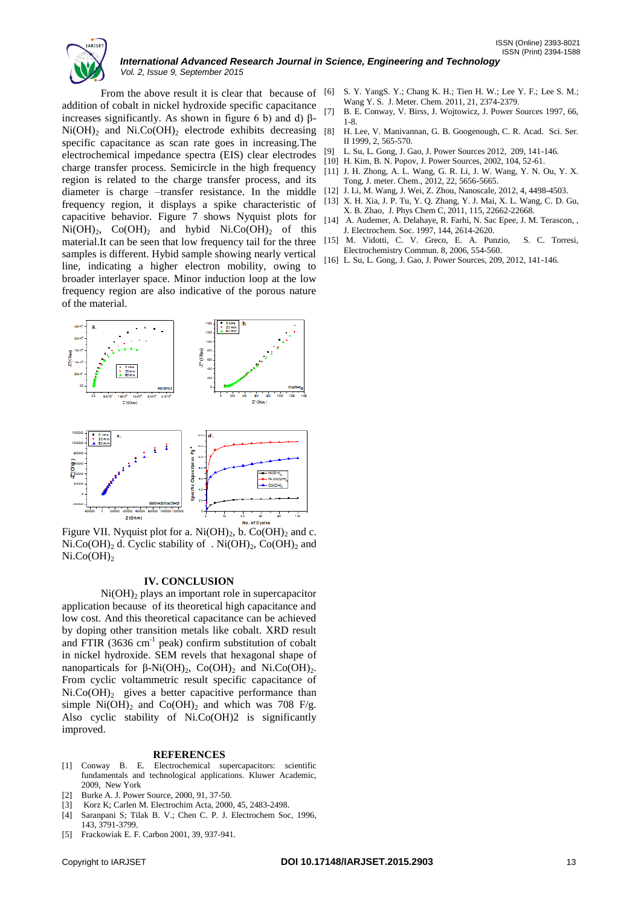From the above result it is clear that because of addition of cobalt in nickel hydroxide specific capacitance increases significantly. As shown in figure 6 b) and d) β-$Ni(OH)_2$ and $Ni.Co(OH)_2$ electrode exhibits decreasing specific capacitance as scan rate goes in increasing.The electrochemical impedance spectra (EIS) clear electrodes charge transfer process. Semicircle in the high frequency region is related to the charge transfer process, and its diameter is charge –transfer resistance. In the middle frequency region, it displays a spike characteristic of capacitive behavior. Figure 7 shows Nyquist plots for $Ni(OH)_2$, $Co(OH)_2$ and hybid $Ni.Co(OH)_2$ of this material.It can be seen that low frequency tail for the three samples is different. Hybid sample showing nearly vertical line, indicating a higher electron mobility, owing to broader interlayer space. Minor induction loop at the low frequency region are also indicative of the porous nature of the material.

a.
Z'(Ohm)
Z''(Ohm)
0 time
30 min
60 min
Ni(OH)2

b.
0 time
30 min
60 min
Z'(Ohm)
Z''(Ohm)
Co(OH)2

c.
0 time
30 min
60 min
Z'(Ohm)
Z''(Ohm)
Ni(OH)2/Co(OH)2

d.
Specific Capacitance Fg⁻¹
No. of Cycles
Ni(OH)2
Ni.Co(OH)2
Co(OH)2

Figure VII. Nyquist plot for a. $Ni(OH)_2$, b. $Co(OH)_2$ and c. $Ni.Co(OH)_2$ d. Cyclic stability of . $Ni(OH)_2$, $Co(OH)_2$ and $Ni.Co(OH)_2$

## IV. CONCLUSION

$Ni(OH)_2$ plays an important role in supercapacitor application because of its theoretical high capacitance and low cost. And this theoretical capacitance can be achieved by doping other transition metals like cobalt. XRD result and FTIR (3636 $cm^{-1}$ peak) confirm substitution of cobalt in nickel hydroxide. SEM revels that hexagonal shape of nanoparticals for β-$Ni(OH)_2$, $Co(OH)_2$ and $Ni.Co(OH)_2$. From cyclic voltammetric result specific capacitance of $Ni.Co(OH)_2$ gives a better capacitive performance than simple $Ni(OH)_2$ and $Co(OH)_2$ and which was 708 F/g. Also cyclic stability of Ni.Co(OH)2 is significantly improved.

## REFERENCES

[1] Conway B. E. Electrochemical supercapacitors: scientific fundamentals and technological applications. Kluwer Academic, 2009, New York

[2] Burke A. J. Power Source, 2000, 91, 37-50.

[3] Korz K; Carlen M. Electrochim Acta, 2000, 45, 2483-2498.

[4] Saranpani S; Tilak B. V.; Chen C. P. J. Electrochem Soc, 1996, 143, 3791-3799.

[5] Frackowiak E. F. Carbon 2001, 39, 937-941.

[6] S. Y. YangS. Y.; Chang K. H.; Tien H. W.; Lee Y. F.; Lee S. M.; Wang Y. S. J. Meter. Chem. 2011, 21, 2374-2379.

[7] B. E. Conway, V. Birss, J. Wojtowicz, J. Power Sources 1997, 66, 1-8.

[8] H. Lee, V. Manivannan, G. B. Googenough, C. R. Acad. Sci. Ser. II 1999, 2, 565-570.

[9] L. Su, L. Gong, J. Gao, J. Power Sources 2012, 209, 141-146.

[10] H. Kim, B. N. Popov, J. Power Sources, 2002, 104, 52-61.

[11] J. H. Zhong, A. L. Wang, G. R. Li, J. W. Wang, Y. N. Ou, Y. X. Tong, J. meter. Chem., 2012, 22, 5656-5665.

[12] J. Li, M. Wang, J. Wei, Z. Zhou, Nanoscale, 2012, 4, 4498-4503.

[13] X. H. Xia, J. P. Tu, Y. Q. Zhang, Y. J. Mai, X. L. Wang, C. D. Gu, X. B. Zhao, J. Phys Chem C, 2011, 115, 22662-22668.

[14] A. Audemer, A. Delahaye, R. Farhi, N. Sac Epee, J. M. Terascon, , J. Electrochem. Soc. 1997, 144, 2614-2620.

[15] M. Vidotti, C. V. Greco, E. A. Punzio, S. C. Torresi, Electrochemistry Commun. 8, 2006, 554-560.

[16] L. Su, L. Gong, J. Gao, J. Power Sources, 209, 2012, 141-146.